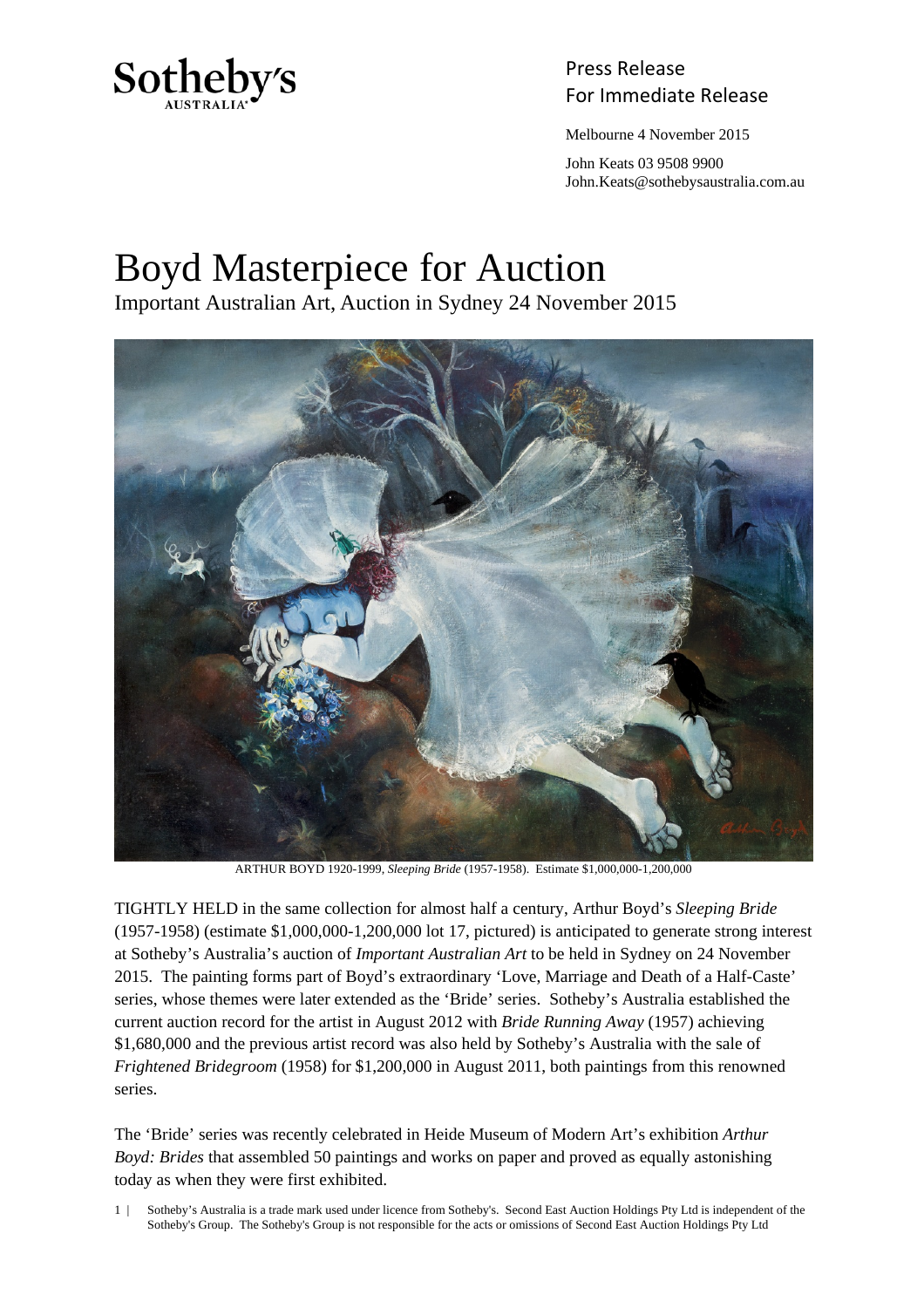Sotheby's
AUSTRALIA

Press Release
For Immediate Release

Melbourne 4 November 2015

John Keats 03 9508 9900
John.Keats@sothebysaustralia.com.au

# Boyd Masterpiece for Auction

Important Australian Art, Auction in Sydney 24 November 2015

ARTHUR BOYD 1920-1999, *Sleeping Bride* (1957-1958). Estimate $1,000,000-1,200,000

TIGHTLY HELD in the same collection for almost half a century, Arthur Boyd's *Sleeping Bride* (1957-1958) (estimate $1,000,000-1,200,000 lot 17, pictured) is anticipated to generate strong interest at Sotheby's Australia's auction of *Important Australian Art* to be held in Sydney on 24 November 2015. The painting forms part of Boyd's extraordinary 'Love, Marriage and Death of a Half-Caste' series, whose themes were later extended as the 'Bride' series. Sotheby's Australia established the current auction record for the artist in August 2012 with *Bride Running Away* (1957) achieving $1,680,000 and the previous artist record was also held by Sotheby's Australia with the sale of *Frightened Bridegroom* (1958) for $1,200,000 in August 2011, both paintings from this renowned series.

The 'Bride' series was recently celebrated in Heide Museum of Modern Art's exhibition *Arthur Boyd: Brides* that assembled 50 paintings and works on paper and proved as equally astonishing today as when they were first exhibited.

Sotheby's Australia is a trade mark used under licence from Sotheby's. Second East Auction Holdings Pty Ltd is independent of the Sotheby's Group. The Sotheby's Group is not responsible for the acts or omissions of Second East Auction Holdings Pty Ltd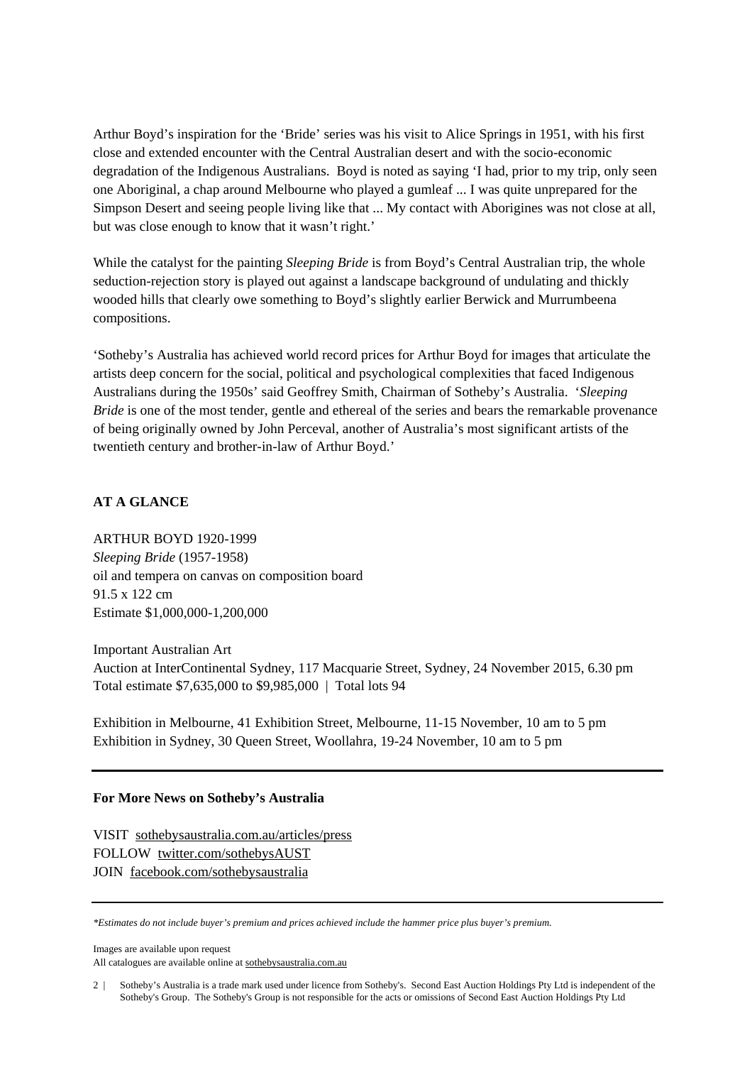Arthur Boyd's inspiration for the 'Bride' series was his visit to Alice Springs in 1951, with his first close and extended encounter with the Central Australian desert and with the socio-economic degradation of the Indigenous Australians. Boyd is noted as saying 'I had, prior to my trip, only seen one Aboriginal, a chap around Melbourne who played a gumleaf ... I was quite unprepared for the Simpson Desert and seeing people living like that ... My contact with Aborigines was not close at all, but was close enough to know that it wasn't right.'

While the catalyst for the painting *Sleeping Bride* is from Boyd's Central Australian trip, the whole seduction-rejection story is played out against a landscape background of undulating and thickly wooded hills that clearly owe something to Boyd's slightly earlier Berwick and Murrumbeena compositions.

'Sotheby's Australia has achieved world record prices for Arthur Boyd for images that articulate the artists deep concern for the social, political and psychological complexities that faced Indigenous Australians during the 1950s' said Geoffrey Smith, Chairman of Sotheby's Australia. '*Sleeping Bride* is one of the most tender, gentle and ethereal of the series and bears the remarkable provenance of being originally owned by John Perceval, another of Australia's most significant artists of the twentieth century and brother-in-law of Arthur Boyd.'

**AT A GLANCE**

ARTHUR BOYD 1920-1999
*Sleeping Bride* (1957-1958)
oil and tempera on canvas on composition board
91.5 x 122 cm
Estimate $1,000,000-1,200,000

Important Australian Art
Auction at InterContinental Sydney, 117 Macquarie Street, Sydney, 24 November 2015, 6.30 pm
Total estimate $7,635,000 to $9,985,000 | Total lots 94

Exhibition in Melbourne, 41 Exhibition Street, Melbourne, 11-15 November, 10 am to 5 pm
Exhibition in Sydney, 30 Queen Street, Woollahra, 19-24 November, 10 am to 5 pm

---

**For More News on Sotheby's Australia**

VISIT sothebysaustralia.com.au/articles/press
FOLLOW twitter.com/sothebysAUST
JOIN facebook.com/sothebysaustralia

---

*\*Estimates do not include buyer's premium and prices achieved include the hammer price plus buyer's premium.*

Images are available upon request
All catalogues are available online at sothebysaustralia.com.au

Sotheby's Australia is a trade mark used under licence from Sotheby's. Second East Auction Holdings Pty Ltd is independent of the Sotheby's Group. The Sotheby's Group is not responsible for the acts or omissions of Second East Auction Holdings Pty Ltd